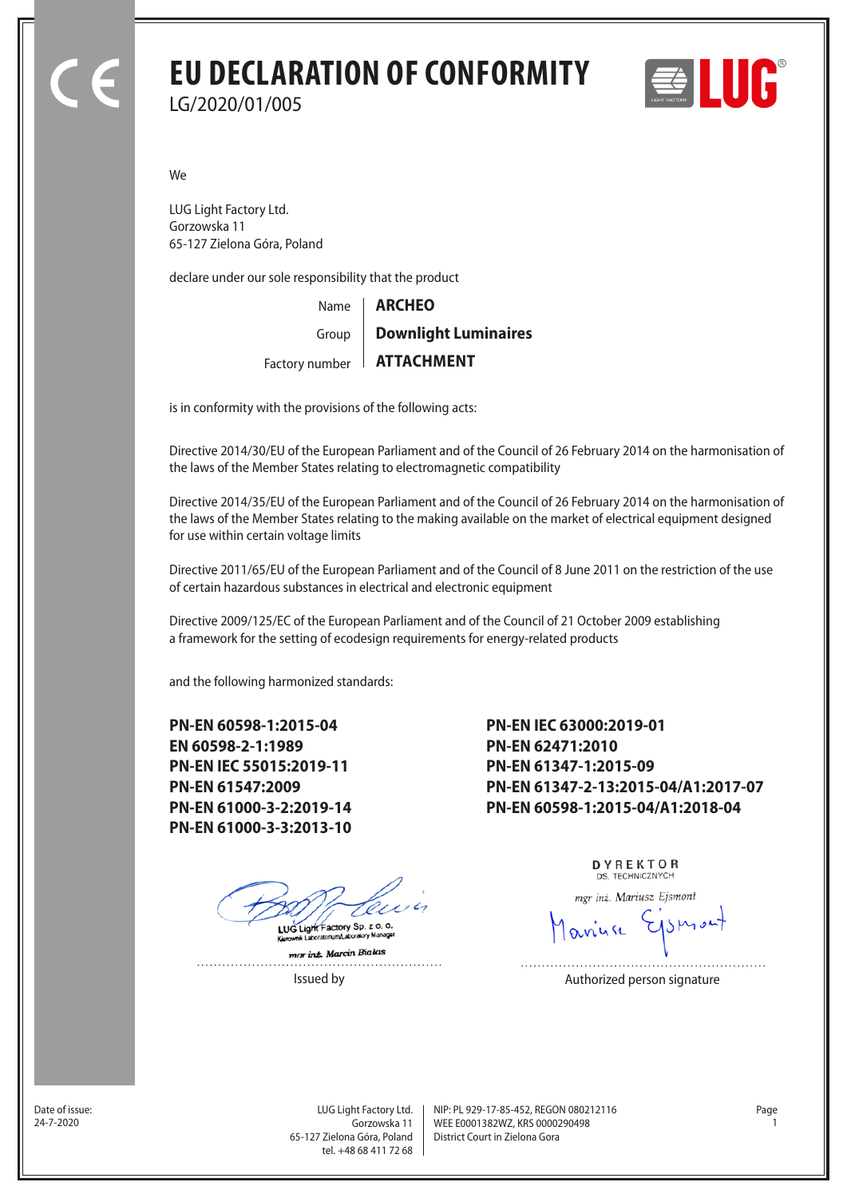# EU DECLARATION OF CONFORMITY

LG/2020/01/005

We

LUG Light Factory Ltd.
Gorzowska 11
65-127 Zielona Góra, Poland

declare under our sole responsibility that the product

| | |
|---|---|
| Name | **ARCHEO** |
| Group | **Downlight Luminaires** |
| Factory number | **ATTACHMENT** |

is in conformity with the provisions of the following acts:

Directive 2014/30/EU of the European Parliament and of the Council of 26 February 2014 on the harmonisation of the laws of the Member States relating to electromagnetic compatibility

Directive 2014/35/EU of the European Parliament and of the Council of 26 February 2014 on the harmonisation of the laws of the Member States relating to the making available on the market of electrical equipment designed for use within certain voltage limits

Directive 2011/65/EU of the European Parliament and of the Council of 8 June 2011 on the restriction of the use of certain hazardous substances in electrical and electronic equipment

Directive 2009/125/EC of the European Parliament and of the Council of 21 October 2009 establishing a framework for the setting of ecodesign requirements for energy-related products

and the following harmonized standards:

**PN-EN 60598-1:2015-04**
**EN 60598-2-1:1989**
**PN-EN IEC 55015:2019-11**
**PN-EN 61547:2009**
**PN-EN 61000-3-2:2019-14**
**PN-EN 61000-3-3:2013-10**
**PN-EN IEC 63000:2019-01**
**PN-EN 62471:2010**
**PN-EN 61347-1:2015-09**
**PN-EN 61347-2-13:2015-04/A1:2017-07**
**PN-EN 60598-1:2015-04/A1:2018-04**

LUG Light Factory Sp. z o. o.
Kierownik Laboratorium/Laboratory Manager
mgr inż. Marcin Białas

Issued by

DYREKTOR
DS. TECHNICZNYCH
mgr inż. Mariusz Ejsmont

Authorized person signature

Date of issue:
24-7-2020

LUG Light Factory Ltd.
Gorzowska 11
65-127 Zielona Góra, Poland
tel. +48 68 411 72 68

NIP: PL 929-17-85-452, REGON 080212116
WEE E0001382WZ, KRS 0000290498
District Court in Zielona Gora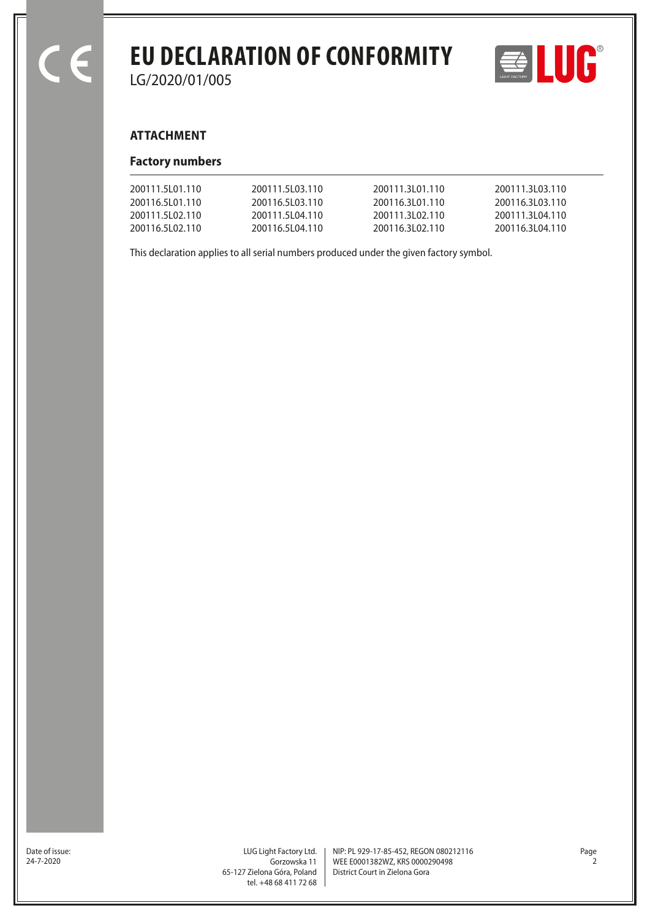# EU DECLARATION OF CONFORMITY

LG/2020/01/005

## ATTACHMENT

### Factory numbers

| | | | |
|---|---|---|---|
| 200111.5L01.110 | 200111.5L03.110 | 200111.3L01.110 | 200111.3L03.110 |
| 200116.5L01.110 | 200116.5L03.110 | 200116.3L01.110 | 200116.3L03.110 |
| 200111.5L02.110 | 200111.5L04.110 | 200111.3L02.110 | 200111.3L04.110 |
| 200116.5L02.110 | 200116.5L04.110 | 200116.3L02.110 | 200116.3L04.110 |

This declaration applies to all serial numbers produced under the given factory symbol.

Date of issue:
24-7-2020

LUG Light Factory Ltd.
Gorzowska 11
65-127 Zielona Góra, Poland
tel. +48 68 411 72 68

NIP: PL 929-17-85-452, REGON 080212116
WEE E0001382WZ, KRS 0000290498
District Court in Zielona Gora